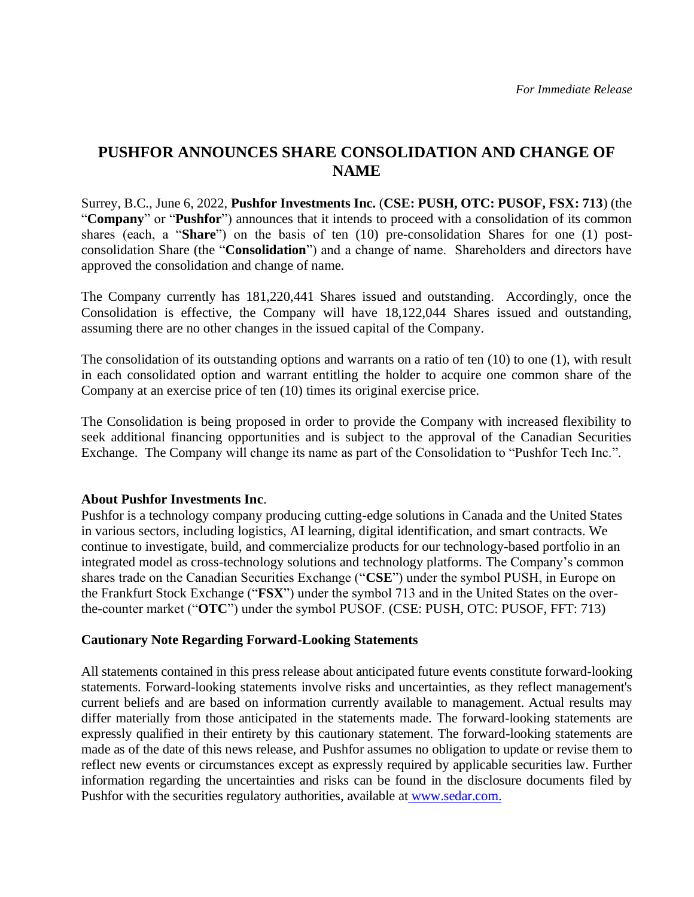*For Immediate Release*

# PUSHFOR ANNOUNCES SHARE CONSOLIDATION AND CHANGE OF NAME

Surrey, B.C., June 6, 2022, **Pushfor Investments Inc.** (**CSE: PUSH, OTC: PUSOF, FSX: 713**) (the "**Company**" or "**Pushfor**") announces that it intends to proceed with a consolidation of its common shares (each, a "**Share**") on the basis of ten (10) pre-consolidation Shares for one (1) post-consolidation Share (the "**Consolidation**") and a change of name. Shareholders and directors have approved the consolidation and change of name.

The Company currently has 181,220,441 Shares issued and outstanding. Accordingly, once the Consolidation is effective, the Company will have 18,122,044 Shares issued and outstanding, assuming there are no other changes in the issued capital of the Company.

The consolidation of its outstanding options and warrants on a ratio of ten (10) to one (1), with result in each consolidated option and warrant entitling the holder to acquire one common share of the Company at an exercise price of ten (10) times its original exercise price.

The Consolidation is being proposed in order to provide the Company with increased flexibility to seek additional financing opportunities and is subject to the approval of the Canadian Securities Exchange. The Company will change its name as part of the Consolidation to "Pushfor Tech Inc.".

**About Pushfor Investments Inc**.

Pushfor is a technology company producing cutting-edge solutions in Canada and the United States in various sectors, including logistics, AI learning, digital identification, and smart contracts. We continue to investigate, build, and commercialize products for our technology-based portfolio in an integrated model as cross-technology solutions and technology platforms. The Company's common shares trade on the Canadian Securities Exchange ("**CSE**") under the symbol PUSH, in Europe on the Frankfurt Stock Exchange ("**FSX**") under the symbol 713 and in the United States on the over-the-counter market ("**OTC**") under the symbol PUSOF. (CSE: PUSH, OTC: PUSOF, FFT: 713)

**Cautionary Note Regarding Forward-Looking Statements**

All statements contained in this press release about anticipated future events constitute forward-looking statements. Forward-looking statements involve risks and uncertainties, as they reflect management's current beliefs and are based on information currently available to management. Actual results may differ materially from those anticipated in the statements made. The forward-looking statements are expressly qualified in their entirety by this cautionary statement. The forward-looking statements are made as of the date of this news release, and Pushfor assumes no obligation to update or revise them to reflect new events or circumstances except as expressly required by applicable securities law. Further information regarding the uncertainties and risks can be found in the disclosure documents filed by Pushfor with the securities regulatory authorities, available at www.sedar.com.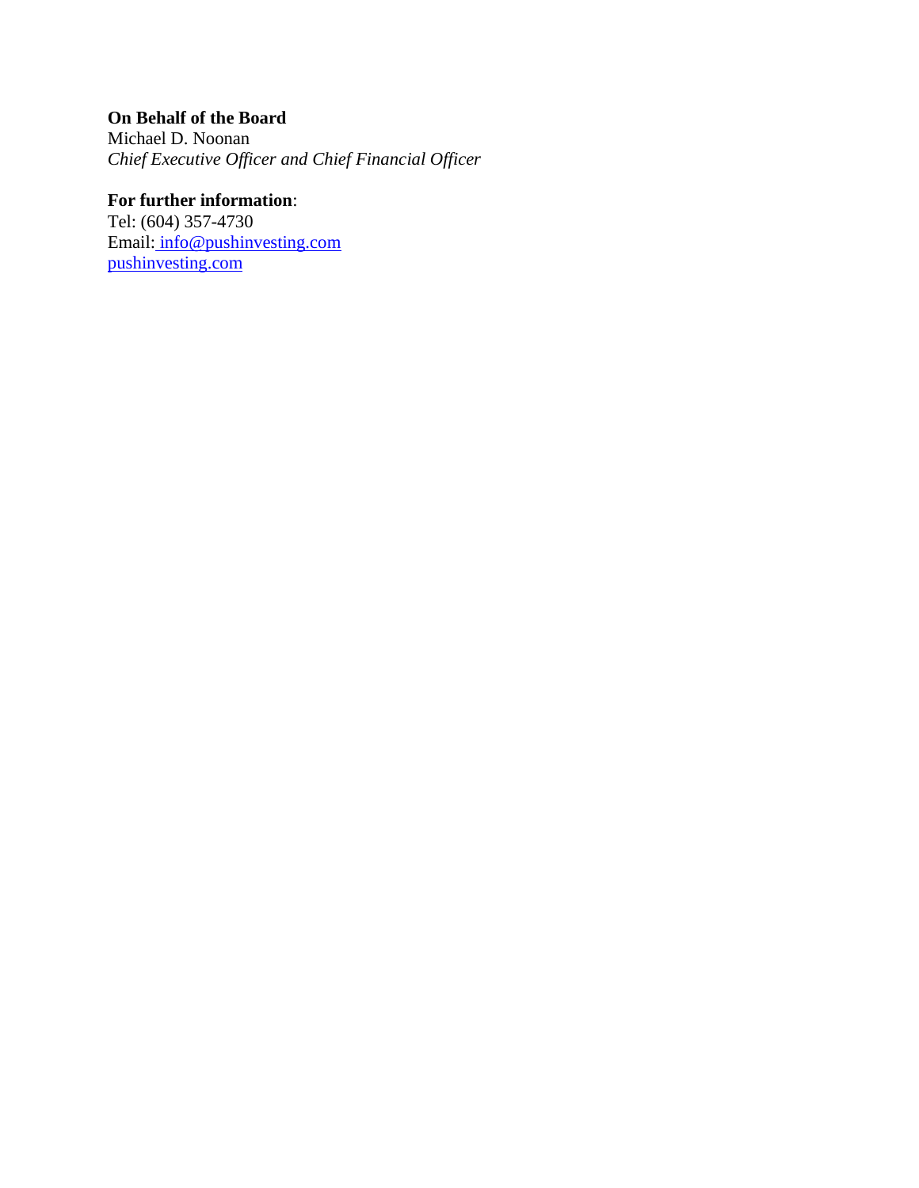**On Behalf of the Board**
Michael D. Noonan
*Chief Executive Officer and Chief Financial Officer*

**For further information**:
Tel: (604) 357-4730
Email: info@pushinvesting.com
pushinvesting.com